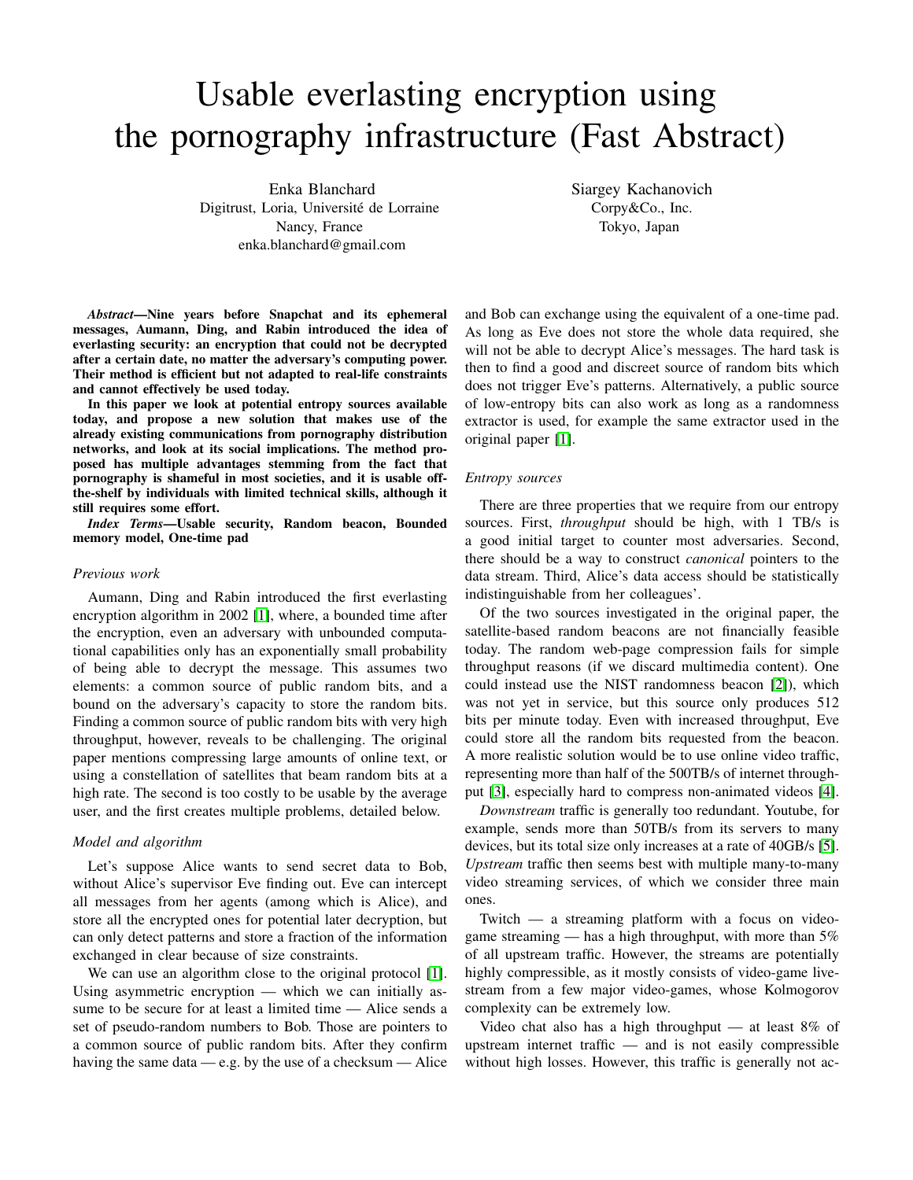# Usable everlasting encryption using the pornography infrastructure (Fast Abstract)

Enka Blanchard
Digitrust, Loria, Université de Lorraine
Nancy, France
enka.blanchard@gmail.com

Siargey Kachanovich
Corpy&Co., Inc.
Tokyo, Japan

***Abstract*—Nine years before Snapchat and its ephemeral messages, Aumann, Ding, and Rabin introduced the idea of everlasting security: an encryption that could not be decrypted after a certain date, no matter the adversary's computing power. Their method is efficient but not adapted to real-life constraints and cannot effectively be used today.**

**In this paper we look at potential entropy sources available today, and propose a new solution that makes use of the already existing communications from pornography distribution networks, and look at its social implications. The method proposed has multiple advantages stemming from the fact that pornography is shameful in most societies, and it is usable off-the-shelf by individuals with limited technical skills, although it still requires some effort.**

***Index Terms*—Usable security, Random beacon, Bounded memory model, One-time pad**

### *Previous work*

Aumann, Ding and Rabin introduced the first everlasting encryption algorithm in 2002 [1], where, a bounded time after the encryption, even an adversary with unbounded computational capabilities only has an exponentially small probability of being able to decrypt the message. This assumes two elements: a common source of public random bits, and a bound on the adversary's capacity to store the random bits. Finding a common source of public random bits with very high throughput, however, reveals to be challenging. The original paper mentions compressing large amounts of online text, or using a constellation of satellites that beam random bits at a high rate. The second is too costly to be usable by the average user, and the first creates multiple problems, detailed below.

### *Model and algorithm*

Let's suppose Alice wants to send secret data to Bob, without Alice's supervisor Eve finding out. Eve can intercept all messages from her agents (among which is Alice), and store all the encrypted ones for potential later decryption, but can only detect patterns and store a fraction of the information exchanged in clear because of size constraints.

We can use an algorithm close to the original protocol [1]. Using asymmetric encryption — which we can initially assume to be secure for at least a limited time — Alice sends a set of pseudo-random numbers to Bob. Those are pointers to a common source of public random bits. After they confirm having the same data — e.g. by the use of a checksum — Alice and Bob can exchange using the equivalent of a one-time pad. As long as Eve does not store the whole data required, she will not be able to decrypt Alice's messages. The hard task is then to find a good and discreet source of random bits which does not trigger Eve's patterns. Alternatively, a public source of low-entropy bits can also work as long as a randomness extractor is used, for example the same extractor used in the original paper [1].

### *Entropy sources*

There are three properties that we require from our entropy sources. First, *throughput* should be high, with 1 TB/s is a good initial target to counter most adversaries. Second, there should be a way to construct *canonical* pointers to the data stream. Third, Alice's data access should be statistically indistinguishable from her colleagues'.

Of the two sources investigated in the original paper, the satellite-based random beacons are not financially feasible today. The random web-page compression fails for simple throughput reasons (if we discard multimedia content). One could instead use the NIST randomness beacon [2]), which was not yet in service, but this source only produces 512 bits per minute today. Even with increased throughput, Eve could store all the random bits requested from the beacon. A more realistic solution would be to use online video traffic, representing more than half of the 500TB/s of internet throughput [3], especially hard to compress non-animated videos [4].

*Downstream* traffic is generally too redundant. Youtube, for example, sends more than 50TB/s from its servers to many devices, but its total size only increases at a rate of 40GB/s [5]. *Upstream* traffic then seems best with multiple many-to-many video streaming services, of which we consider three main ones.

Twitch — a streaming platform with a focus on video-game streaming — has a high throughput, with more than 5% of all upstream traffic. However, the streams are potentially highly compressible, as it mostly consists of video-game live-stream from a few major video-games, whose Kolmogorov complexity can be extremely low.

Video chat also has a high throughput — at least 8% of upstream internet traffic — and is not easily compressible without high losses. However, this traffic is generally not ac-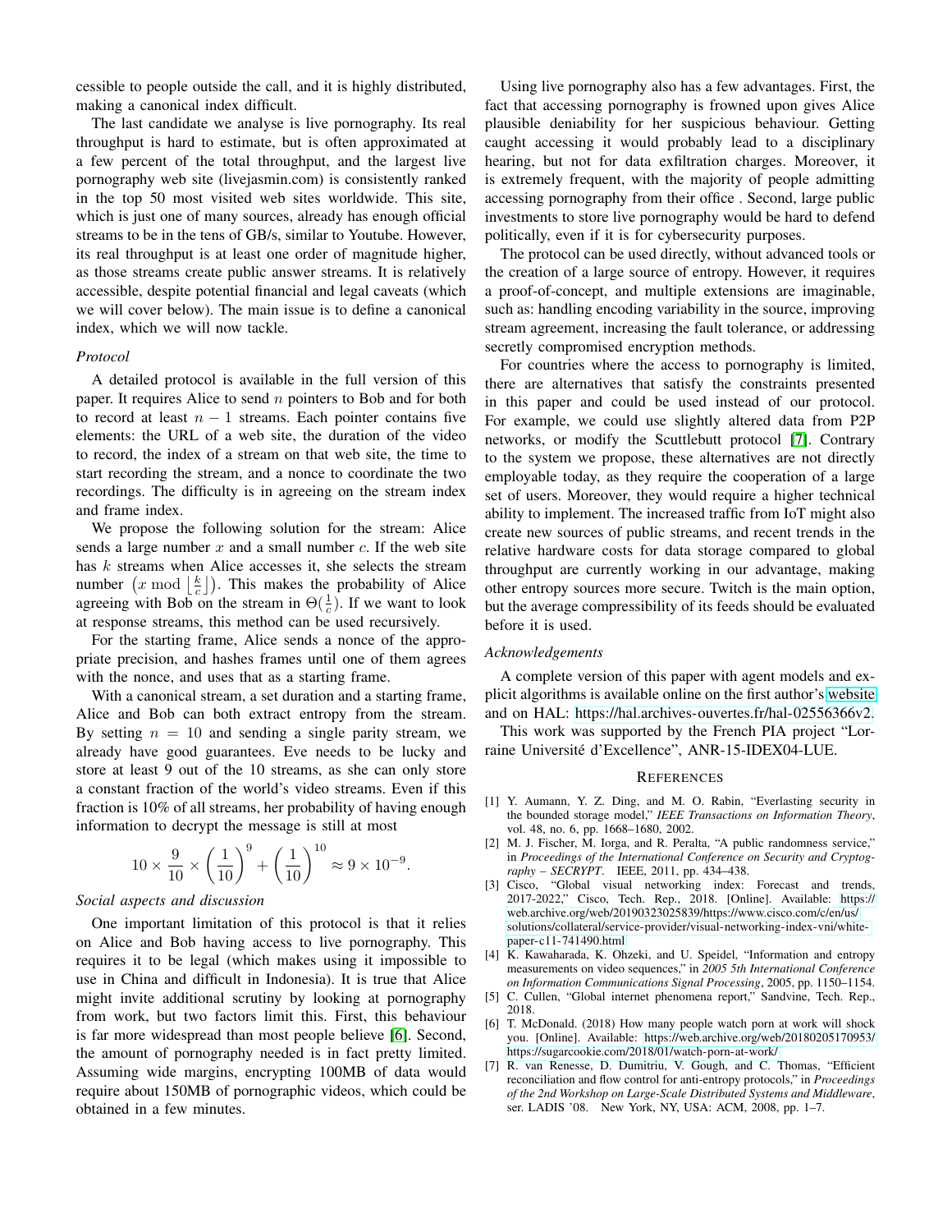cessible to people outside the call, and it is highly distributed, making a canonical index difficult.

The last candidate we analyse is live pornography. Its real throughput is hard to estimate, but is often approximated at a few percent of the total throughput, and the largest live pornography web site (livejasmin.com) is consistently ranked in the top 50 most visited web sites worldwide. This site, which is just one of many sources, already has enough official streams to be in the tens of GB/s, similar to Youtube. However, its real throughput is at least one order of magnitude higher, as those streams create public answer streams. It is relatively accessible, despite potential financial and legal caveats (which we will cover below). The main issue is to define a canonical index, which we will now tackle.

### *Protocol*

A detailed protocol is available in the full version of this paper. It requires Alice to send $n$ pointers to Bob and for both to record at least $n-1$ streams. Each pointer contains five elements: the URL of a web site, the duration of the video to record, the index of a stream on that web site, the time to start recording the stream, and a nonce to coordinate the two recordings. The difficulty is in agreeing on the stream index and frame index.

We propose the following solution for the stream: Alice sends a large number $x$ and a small number $c$. If the web site has $k$ streams when Alice accesses it, she selects the stream number $\left(x \bmod \left\lfloor \frac{k}{c} \right\rfloor\right)$. This makes the probability of Alice agreeing with Bob on the stream in $\Theta(\frac{1}{c})$. If we want to look at response streams, this method can be used recursively.

For the starting frame, Alice sends a nonce of the appropriate precision, and hashes frames until one of them agrees with the nonce, and uses that as a starting frame.

With a canonical stream, a set duration and a starting frame, Alice and Bob can both extract entropy from the stream. By setting $n = 10$ and sending a single parity stream, we already have good guarantees. Eve needs to be lucky and store at least 9 out of the 10 streams, as she can only store a constant fraction of the world's video streams. Even if this fraction is 10% of all streams, her probability of having enough information to decrypt the message is still at most

$$10 \times \frac{9}{10} \times \left(\frac{1}{10}\right)^9 + \left(\frac{1}{10}\right)^{10} \approx 9 \times 10^{-9}.$$

### *Social aspects and discussion*

One important limitation of this protocol is that it relies on Alice and Bob having access to live pornography. This requires it to be legal (which makes using it impossible to use in China and difficult in Indonesia). It is true that Alice might invite additional scrutiny by looking at pornography from work, but two factors limit this. First, this behaviour is far more widespread than most people believe [6]. Second, the amount of pornography needed is in fact pretty limited. Assuming wide margins, encrypting 100MB of data would require about 150MB of pornographic videos, which could be obtained in a few minutes.

Using live pornography also has a few advantages. First, the fact that accessing pornography is frowned upon gives Alice plausible deniability for her suspicious behaviour. Getting caught accessing it would probably lead to a disciplinary hearing, but not for data exfiltration charges. Moreover, it is extremely frequent, with the majority of people admitting accessing pornography from their office . Second, large public investments to store live pornography would be hard to defend politically, even if it is for cybersecurity purposes.

The protocol can be used directly, without advanced tools or the creation of a large source of entropy. However, it requires a proof-of-concept, and multiple extensions are imaginable, such as: handling encoding variability in the source, improving stream agreement, increasing the fault tolerance, or addressing secretly compromised encryption methods.

For countries where the access to pornography is limited, there are alternatives that satisfy the constraints presented in this paper and could be used instead of our protocol. For example, we could use slightly altered data from P2P networks, or modify the Scuttlebutt protocol [7]. Contrary to the system we propose, these alternatives are not directly employable today, as they require the cooperation of a large set of users. Moreover, they would require a higher technical ability to implement. The increased traffic from IoT might also create new sources of public streams, and recent trends in the relative hardware costs for data storage compared to global throughput are currently working in our advantage, making other entropy sources more secure. Twitch is the main option, but the average compressibility of its feeds should be evaluated before it is used.

### *Acknowledgements*

A complete version of this paper with agent models and explicit algorithms is available online on the first author's website and on HAL: https://hal.archives-ouvertes.fr/hal-02556366v2.

This work was supported by the French PIA project "Lorraine Université d'Excellence", ANR-15-IDEX04-LUE.

## References

[1] Y. Aumann, Y. Z. Ding, and M. O. Rabin, "Everlasting security in the bounded storage model," *IEEE Transactions on Information Theory*, vol. 48, no. 6, pp. 1668–1680, 2002.

[2] M. J. Fischer, M. Iorga, and R. Peralta, "A public randomness service," in *Proceedings of the International Conference on Security and Cryptography – SECRYPT*. IEEE, 2011, pp. 434–438.

[3] Cisco, "Global visual networking index: Forecast and trends, 2017-2022," Cisco, Tech. Rep., 2018. [Online]. Available: https://web.archive.org/web/20190323025839/https://www.cisco.com/c/en/us/solutions/collateral/service-provider/visual-networking-index-vni/white-paper-c11-741490.html

[4] K. Kawaharada, K. Ohzeki, and U. Speidel, "Information and entropy measurements on video sequences," in *2005 5th International Conference on Information Communications Signal Processing*, 2005, pp. 1150–1154.

[5] C. Cullen, "Global internet phenomena report," Sandvine, Tech. Rep., 2018.

[6] T. McDonald. (2018) How many people watch porn at work will shock you. [Online]. Available: https://web.archive.org/web/20180205170953/https://sugarcookie.com/2018/01/watch-porn-at-work/

[7] R. van Renesse, D. Dumitriu, V. Gough, and C. Thomas, "Efficient reconciliation and flow control for anti-entropy protocols," in *Proceedings of the 2nd Workshop on Large-Scale Distributed Systems and Middleware*, ser. LADIS '08. New York, NY, USA: ACM, 2008, pp. 1–7.